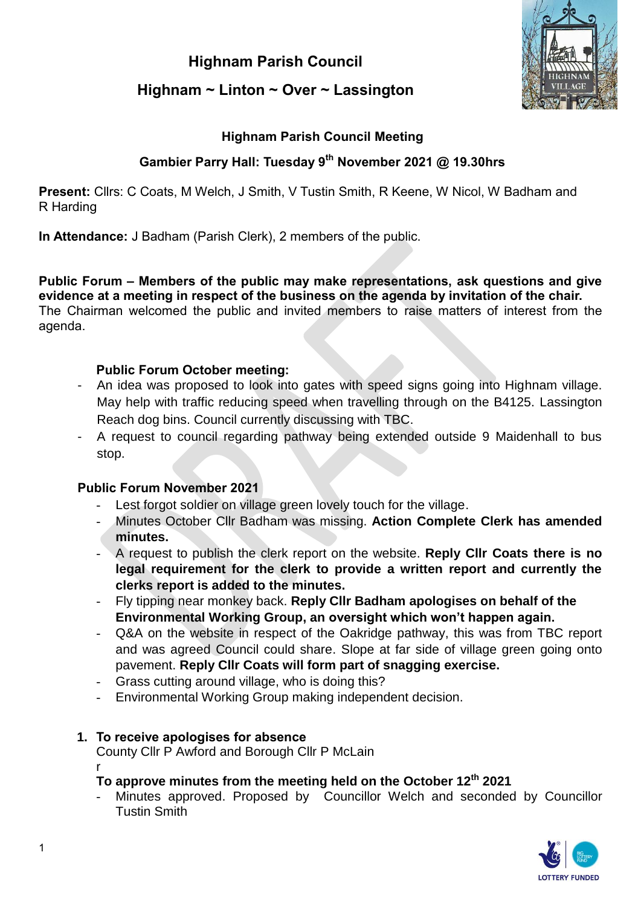# Highnam Parish Council

## Highnam ~ Linton ~ Over ~ Lassington

### Highnam Parish Council Meeting

### Gambier Parry Hall: Tuesday 9th November 2021 @ 19.30hrs

**Present:** Cllrs: C Coats, M Welch, J Smith, V Tustin Smith, R Keene, W Nicol, W Badham and R Harding

**In Attendance:** J Badham (Parish Clerk), 2 members of the public.

**Public Forum – Members of the public may make representations, ask questions and give evidence at a meeting in respect of the business on the agenda by invitation of the chair.**
The Chairman welcomed the public and invited members to raise matters of interest from the agenda.

**Public Forum October meeting:**

- An idea was proposed to look into gates with speed signs going into Highnam village. May help with traffic reducing speed when travelling through on the B4125. Lassington Reach dog bins. Council currently discussing with TBC.
- A request to council regarding pathway being extended outside 9 Maidenhall to bus stop.

**Public Forum November 2021**

- Lest forgot soldier on village green lovely touch for the village.
- Minutes October Cllr Badham was missing. **Action Complete Clerk has amended minutes.**
- A request to publish the clerk report on the website. **Reply Cllr Coats there is no legal requirement for the clerk to provide a written report and currently the clerks report is added to the minutes.**
- Fly tipping near monkey back. **Reply Cllr Badham apologises on behalf of the Environmental Working Group, an oversight which won't happen again.**
- Q&A on the website in respect of the Oakridge pathway, this was from TBC report and was agreed Council could share. Slope at far side of village green going onto pavement. **Reply Cllr Coats will form part of snagging exercise.**
- Grass cutting around village, who is doing this?
- Environmental Working Group making independent decision.

1. **To receive apologises for absence**
   County Cllr P Awford and Borough Cllr P McLain
   r
   **To approve minutes from the meeting held on the October 12th 2021**
   - Minutes approved. Proposed by Councillor Welch and seconded by Councillor Tustin Smith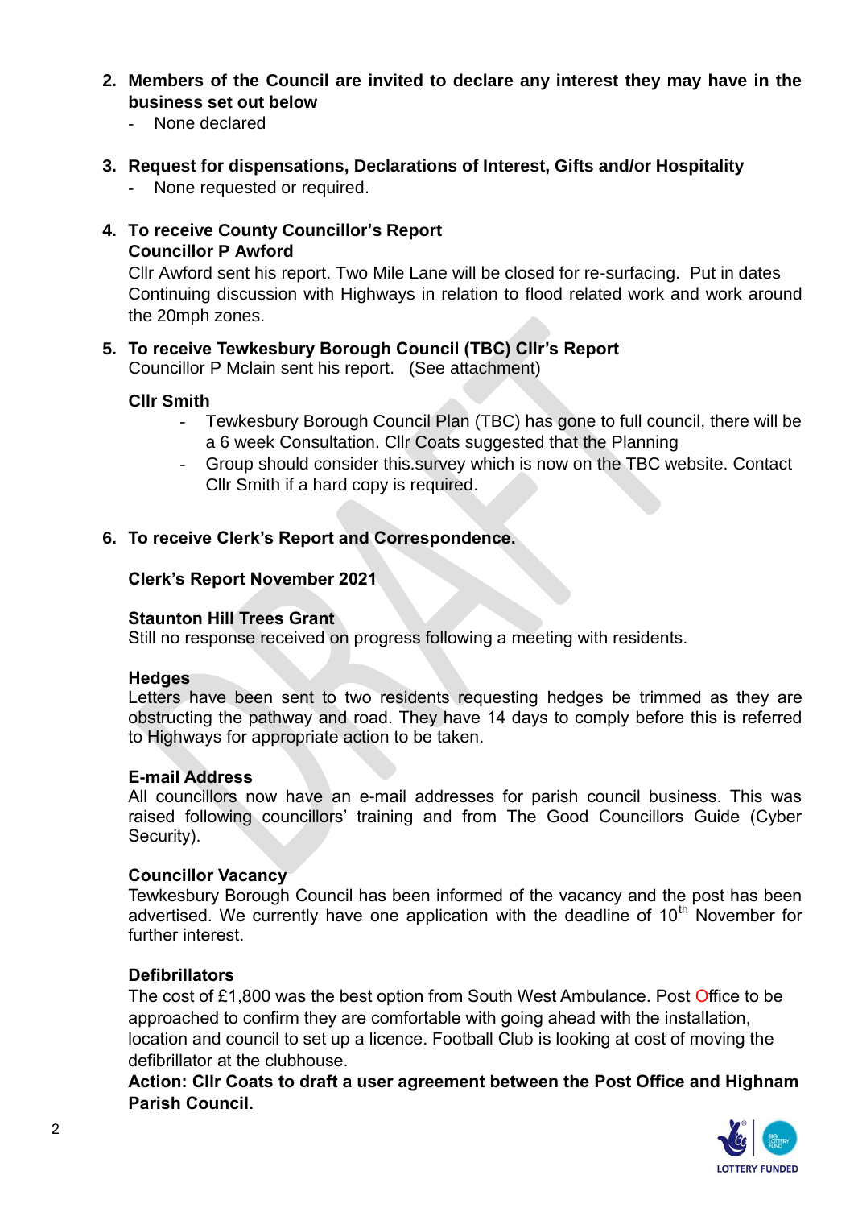2. **Members of the Council are invited to declare any interest they may have in the business set out below**
   - None declared

3. **Request for dispensations, Declarations of Interest, Gifts and/or Hospitality**
   - None requested or required.

4. **To receive County Councillor's Report**
   **Councillor P Awford**
   Cllr Awford sent his report. Two Mile Lane will be closed for re-surfacing. Put in dates Continuing discussion with Highways in relation to flood related work and work around the 20mph zones.

5. **To receive Tewkesbury Borough Council (TBC) Cllr's Report**
   Councillor P Mclain sent his report. (See attachment)

   **Cllr Smith**
   - Tewkesbury Borough Council Plan (TBC) has gone to full council, there will be a 6 week Consultation. Cllr Coats suggested that the Planning
   - Group should consider this.survey which is now on the TBC website. Contact Cllr Smith if a hard copy is required.

6. **To receive Clerk's Report and Correspondence.**

   **Clerk's Report November 2021**

   **Staunton Hill Trees Grant**
   Still no response received on progress following a meeting with residents.

   **Hedges**
   Letters have been sent to two residents requesting hedges be trimmed as they are obstructing the pathway and road. They have 14 days to comply before this is referred to Highways for appropriate action to be taken.

   **E-mail Address**
   All councillors now have an e-mail addresses for parish council business. This was raised following councillors' training and from The Good Councillors Guide (Cyber Security).

   **Councillor Vacancy**
   Tewkesbury Borough Council has been informed of the vacancy and the post has been advertised. We currently have one application with the deadline of 10th November for further interest.

   **Defibrillators**
   The cost of £1,800 was the best option from South West Ambulance. Post Office to be approached to confirm they are comfortable with going ahead with the installation, location and council to set up a licence. Football Club is looking at cost of moving the defibrillator at the clubhouse.
   **Action: Cllr Coats to draft a user agreement between the Post Office and Highnam Parish Council.**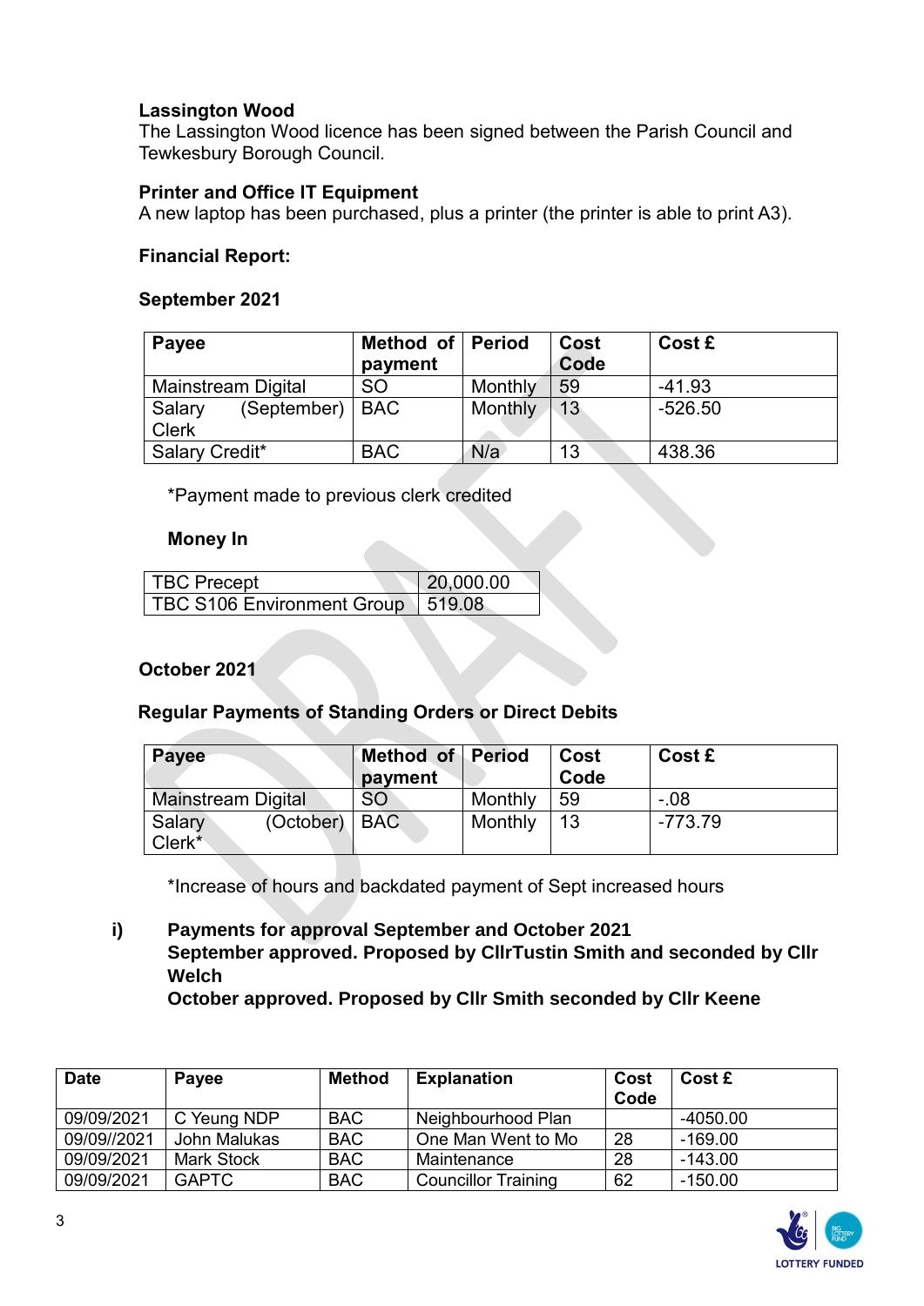**Lassington Wood**
The Lassington Wood licence has been signed between the Parish Council and Tewkesbury Borough Council.

**Printer and Office IT Equipment**
A new laptop has been purchased, plus a printer (the printer is able to print A3).

**Financial Report:**

**September 2021**

| Payee | Method of payment | Period | Cost Code | Cost £ |
|---|---|---|---|---|
| Mainstream Digital | SO | Monthly | 59 | -41.93 |
| Salary (September) Clerk | BAC | Monthly | 13 | -526.50 |
| Salary Credit* | BAC | N/a | 13 | 438.36 |

*Payment made to previous clerk credited

**Money In**

| | |
|---|---|
| TBC Precept | 20,000.00 |
| TBC S106 Environment Group | 519.08 |

**October 2021**

**Regular Payments of Standing Orders or Direct Debits**

| Payee | Method of payment | Period | Cost Code | Cost £ |
|---|---|---|---|---|
| Mainstream Digital | SO | Monthly | 59 | -.08 |
| Salary (October) Clerk* | BAC | Monthly | 13 | -773.79 |

*Increase of hours and backdated payment of Sept increased hours

**i) Payments for approval September and October 2021**
**September approved. Proposed by CllrTustin Smith and seconded by Cllr Welch**
**October approved. Proposed by Cllr Smith seconded by Cllr Keene**

| Date | Payee | Method | Explanation | Cost Code | Cost £ |
|---|---|---|---|---|---|
| 09/09/2021 | C Yeung NDP | BAC | Neighbourhood Plan | | -4050.00 |
| 09/09//2021 | John Malukas | BAC | One Man Went to Mo | 28 | -169.00 |
| 09/09/2021 | Mark Stock | BAC | Maintenance | 28 | -143.00 |
| 09/09/2021 | GAPTC | BAC | Councillor Training | 62 | -150.00 |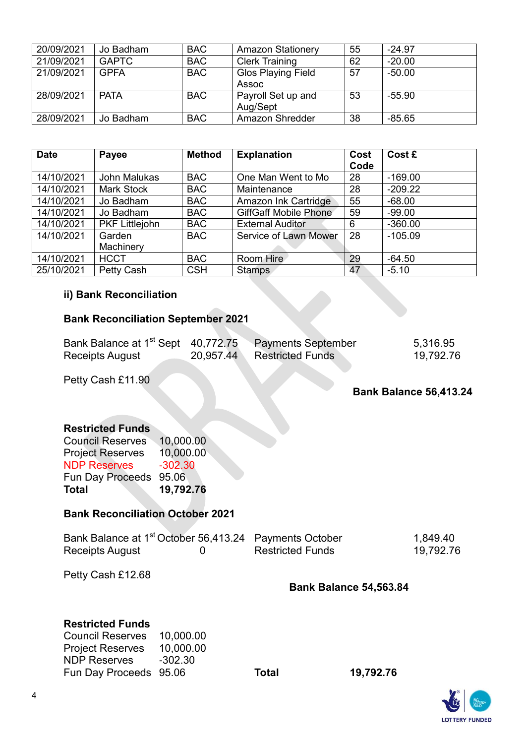| | | | | | |
|---|---|---|---|---|---|
| 20/09/2021 | Jo Badham | BAC | Amazon Stationery | 55 | -24.97 |
| 21/09/2021 | GAPTC | BAC | Clerk Training | 62 | -20.00 |
| 21/09/2021 | GPFA | BAC | Glos Playing Field Assoc | 57 | -50.00 |
| 28/09/2021 | PATA | BAC | Payroll Set up and Aug/Sept | 53 | -55.90 |
| 28/09/2021 | Jo Badham | BAC | Amazon Shredder | 38 | -85.65 |

| Date | Payee | Method | Explanation | Cost Code | Cost £ |
|---|---|---|---|---|---|
| 14/10/2021 | John Malukas | BAC | One Man Went to Mo | 28 | -169.00 |
| 14/10/2021 | Mark Stock | BAC | Maintenance | 28 | -209.22 |
| 14/10/2021 | Jo Badham | BAC | Amazon Ink Cartridge | 55 | -68.00 |
| 14/10/2021 | Jo Badham | BAC | GiffGaff Mobile Phone | 59 | -99.00 |
| 14/10/2021 | PKF Littlejohn | BAC | External Auditor | 6 | -360.00 |
| 14/10/2021 | Garden Machinery | BAC | Service of Lawn Mower | 28 | -105.09 |
| 14/10/2021 | HCCT | BAC | Room Hire | 29 | -64.50 |
| 25/10/2021 | Petty Cash | CSH | Stamps | 47 | -5.10 |

**ii) Bank Reconciliation**

**Bank Reconciliation September 2021**

| | | | |
|---|---|---|---|
| Bank Balance at 1st Sept | 40,772.75 | Payments September | 5,316.95 |
| Receipts August | 20,957.44 | Restricted Funds | 19,792.76 |

Petty Cash £11.90

**Bank Balance 56,413.24**

**Restricted Funds**

| | |
|---|---|
| Council Reserves | 10,000.00 |
| Project Reserves | 10,000.00 |
| NDP Reserves | -302.30 |
| Fun Day Proceeds | 95.06 |
| **Total** | **19,792.76** |

**Bank Reconciliation October 2021**

| | | | |
|---|---|---|---|
| Bank Balance at 1st October | 56,413.24 | Payments October | 1,849.40 |
| Receipts August | 0 | Restricted Funds | 19,792.76 |

Petty Cash £12.68

**Bank Balance 54,563.84**

**Restricted Funds**

| | |
|---|---|
| Council Reserves | 10,000.00 |
| Project Reserves | 10,000.00 |
| NDP Reserves | -302.30 |
| Fun Day Proceeds | 95.06 |

**Total** **19,792.76**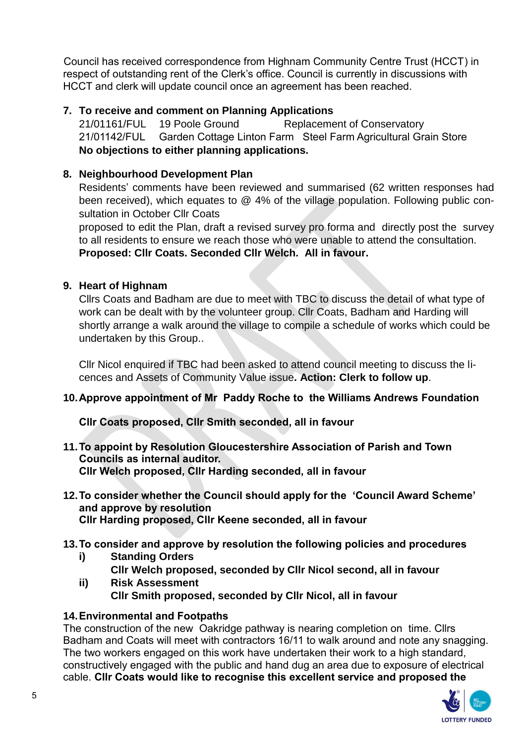Council has received correspondence from Highnam Community Centre Trust (HCCT) in respect of outstanding rent of the Clerk's office. Council is currently in discussions with HCCT and clerk will update council once an agreement has been reached.

**7. To receive and comment on Planning Applications**

21/01161/FUL 19 Poole Ground Replacement of Conservatory
21/01142/FUL Garden Cottage Linton Farm Steel Farm Agricultural Grain Store
**No objections to either planning applications.**

**8. Neighbourhood Development Plan**

Residents' comments have been reviewed and summarised (62 written responses had been received), which equates to @ 4% of the village population. Following public consultation in October Cllr Coats
proposed to edit the Plan, draft a revised survey pro forma and directly post the survey to all residents to ensure we reach those who were unable to attend the consultation.
**Proposed: Cllr Coats. Seconded Cllr Welch. All in favour.**

**9. Heart of Highnam**

Cllrs Coats and Badham are due to meet with TBC to discuss the detail of what type of work can be dealt with by the volunteer group. Cllr Coats, Badham and Harding will shortly arrange a walk around the village to compile a schedule of works which could be undertaken by this Group..

Cllr Nicol enquired if TBC had been asked to attend council meeting to discuss the licences and Assets of Community Value issue**. Action: Clerk to follow up**.

**10. Approve appointment of Mr Paddy Roche to the Williams Andrews Foundation**

**Cllr Coats proposed, Cllr Smith seconded, all in favour**

**11. To appoint by Resolution Gloucestershire Association of Parish and Town Councils as internal auditor.**
**Cllr Welch proposed, Cllr Harding seconded, all in favour**

**12. To consider whether the Council should apply for the 'Council Award Scheme' and approve by resolution**
**Cllr Harding proposed, Cllr Keene seconded, all in favour**

**13. To consider and approve by resolution the following policies and procedures**

**i) Standing Orders**
**Cllr Welch proposed, seconded by Cllr Nicol second, all in favour**

**ii) Risk Assessment**
**Cllr Smith proposed, seconded by Cllr Nicol, all in favour**

**14. Environmental and Footpaths**

The construction of the new Oakridge pathway is nearing completion on time. Cllrs Badham and Coats will meet with contractors 16/11 to walk around and note any snagging. The two workers engaged on this work have undertaken their work to a high standard, constructively engaged with the public and hand dug an area due to exposure of electrical cable. **Cllr Coats would like to recognise this excellent service and proposed the**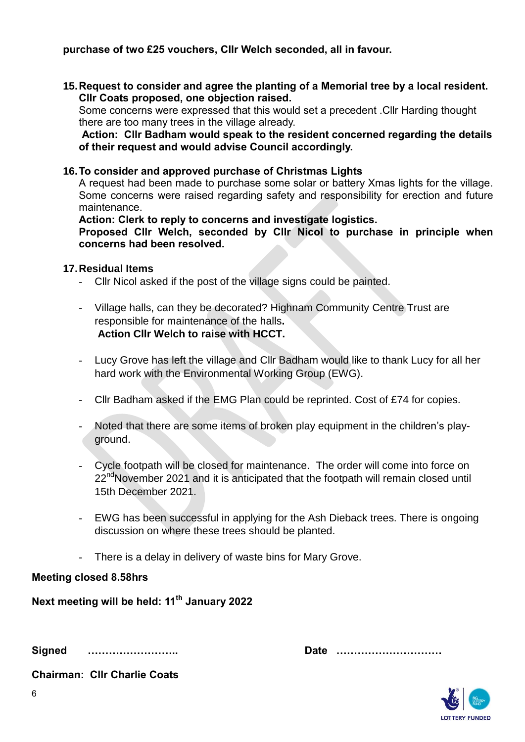**purchase of two £25 vouchers, Cllr Welch seconded, all in favour.**

15. **Request to consider and agree the planting of a Memorial tree by a local resident. Cllr Coats proposed, one objection raised.**
    Some concerns were expressed that this would set a precedent .Cllr Harding thought there are too many trees in the village already.
    **Action: Cllr Badham would speak to the resident concerned regarding the details of their request and would advise Council accordingly.**

16. **To consider and approved purchase of Christmas Lights**
    A request had been made to purchase some solar or battery Xmas lights for the village. Some concerns were raised regarding safety and responsibility for erection and future maintenance.
    **Action: Clerk to reply to concerns and investigate logistics.**
    **Proposed Cllr Welch, seconded by Cllr Nicol to purchase in principle when concerns had been resolved.**

17. **Residual Items**
    - Cllr Nicol asked if the post of the village signs could be painted.
    - Village halls, can they be decorated? Highnam Community Centre Trust are responsible for maintenance of the halls**.**
      **Action Cllr Welch to raise with HCCT.**
    - Lucy Grove has left the village and Cllr Badham would like to thank Lucy for all her hard work with the Environmental Working Group (EWG).
    - Cllr Badham asked if the EMG Plan could be reprinted. Cost of £74 for copies.
    - Noted that there are some items of broken play equipment in the children's play-ground.
    - Cycle footpath will be closed for maintenance. The order will come into force on 22nd November 2021 and it is anticipated that the footpath will remain closed until 15th December 2021.
    - EWG has been successful in applying for the Ash Dieback trees. There is ongoing discussion on where these trees should be planted.
    - There is a delay in delivery of waste bins for Mary Grove.

**Meeting closed 8.58hrs**

**Next meeting will be held: 11th January 2022**

**Signed** ……………………..  **Date** …………………………

**Chairman: Cllr Charlie Coats**

LOTTERY FUNDED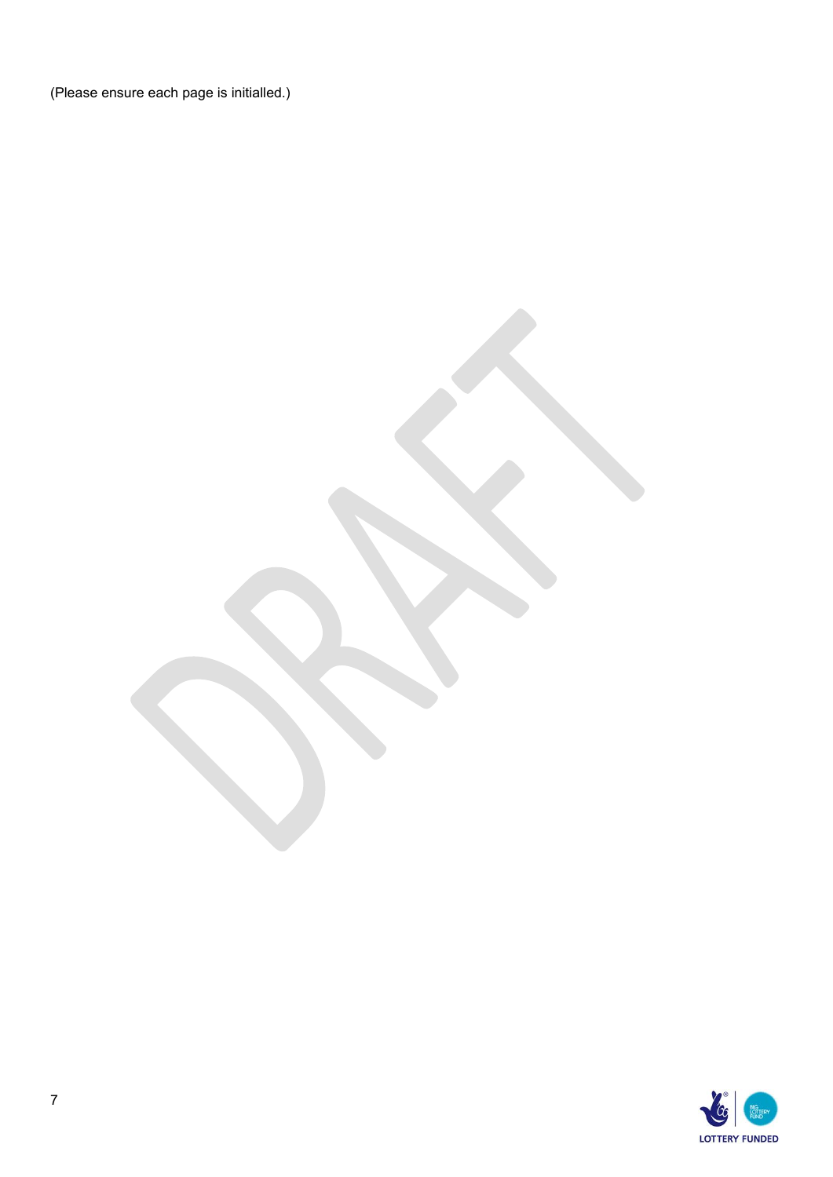(Please ensure each page is initialled.)